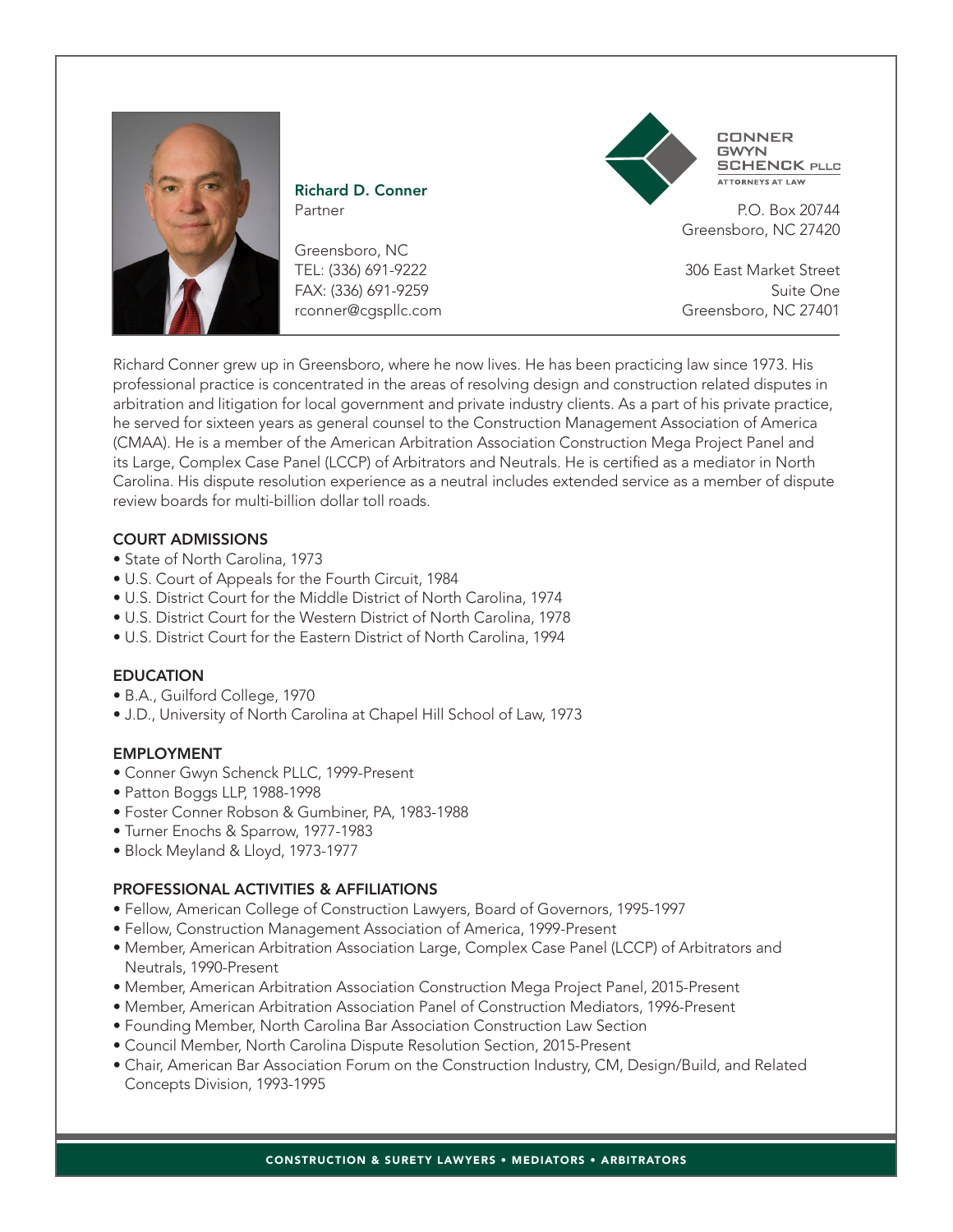**Richard D. Conner**
Partner

Greensboro, NC
TEL: (336) 691-9222
FAX: (336) 691-9259
rconner@cgspllc.com

CONNER GWYN SCHENCK PLLC
ATTORNEYS AT LAW

P.O. Box 20744
Greensboro, NC 27420

306 East Market Street
Suite One
Greensboro, NC 27401

Richard Conner grew up in Greensboro, where he now lives. He has been practicing law since 1973. His professional practice is concentrated in the areas of resolving design and construction related disputes in arbitration and litigation for local government and private industry clients. As a part of his private practice, he served for sixteen years as general counsel to the Construction Management Association of America (CMAA). He is a member of the American Arbitration Association Construction Mega Project Panel and its Large, Complex Case Panel (LCCP) of Arbitrators and Neutrals. He is certified as a mediator in North Carolina. His dispute resolution experience as a neutral includes extended service as a member of dispute review boards for multi-billion dollar toll roads.

## COURT ADMISSIONS

- State of North Carolina, 1973
- U.S. Court of Appeals for the Fourth Circuit, 1984
- U.S. District Court for the Middle District of North Carolina, 1974
- U.S. District Court for the Western District of North Carolina, 1978
- U.S. District Court for the Eastern District of North Carolina, 1994

## EDUCATION

- B.A., Guilford College, 1970
- J.D., University of North Carolina at Chapel Hill School of Law, 1973

## EMPLOYMENT

- Conner Gwyn Schenck PLLC, 1999-Present
- Patton Boggs LLP, 1988-1998
- Foster Conner Robson & Gumbiner, PA, 1983-1988
- Turner Enochs & Sparrow, 1977-1983
- Block Meyland & Lloyd, 1973-1977

## PROFESSIONAL ACTIVITIES & AFFILIATIONS

- Fellow, American College of Construction Lawyers, Board of Governors, 1995-1997
- Fellow, Construction Management Association of America, 1999-Present
- Member, American Arbitration Association Large, Complex Case Panel (LCCP) of Arbitrators and Neutrals, 1990-Present
- Member, American Arbitration Association Construction Mega Project Panel, 2015-Present
- Member, American Arbitration Association Panel of Construction Mediators, 1996-Present
- Founding Member, North Carolina Bar Association Construction Law Section
- Council Member, North Carolina Dispute Resolution Section, 2015-Present
- Chair, American Bar Association Forum on the Construction Industry, CM, Design/Build, and Related Concepts Division, 1993-1995

CONSTRUCTION & SURETY LAWYERS • MEDIATORS • ARBITRATORS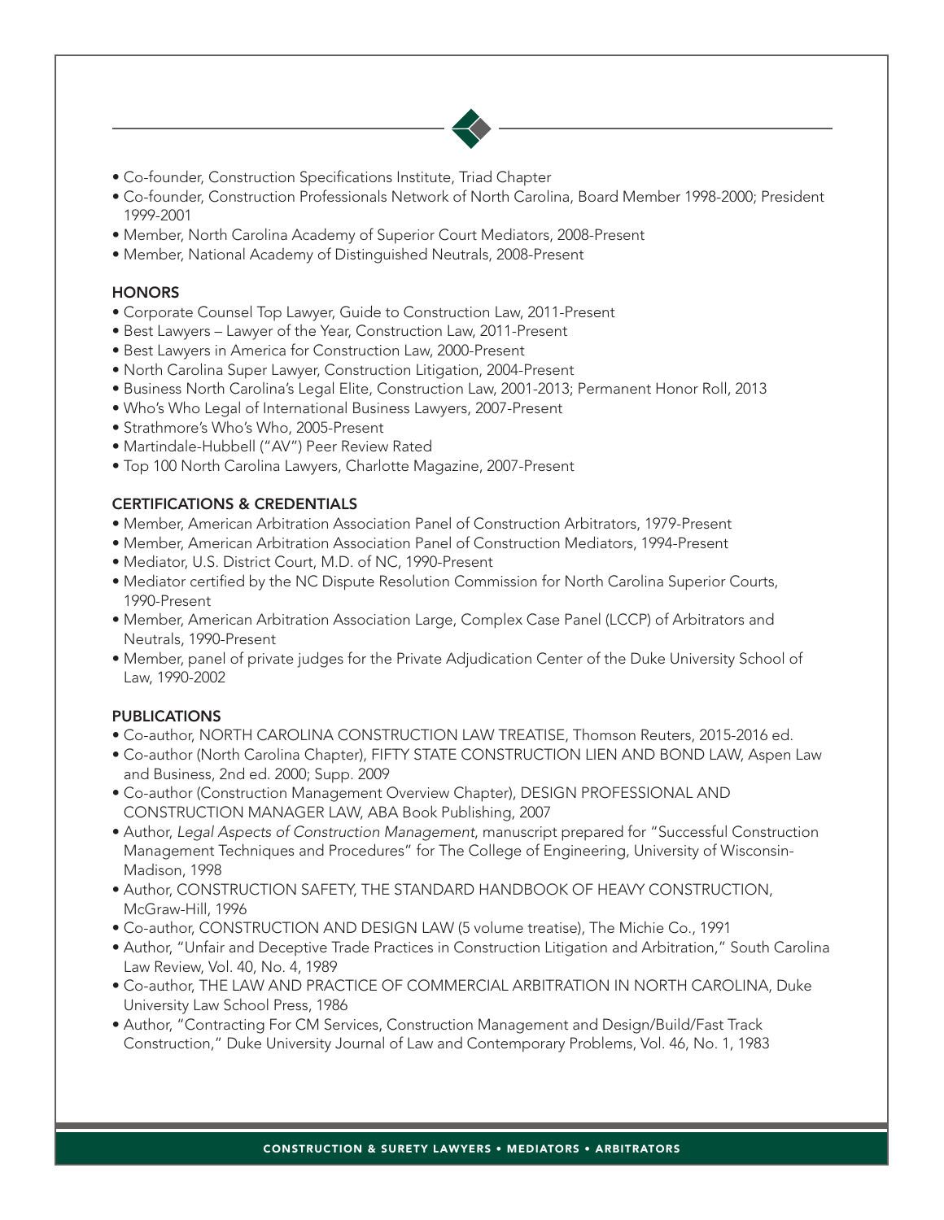- Co-founder, Construction Specifications Institute, Triad Chapter
- Co-founder, Construction Professionals Network of North Carolina, Board Member 1998-2000; President 1999-2001
- Member, North Carolina Academy of Superior Court Mediators, 2008-Present
- Member, National Academy of Distinguished Neutrals, 2008-Present

## HONORS

- Corporate Counsel Top Lawyer, Guide to Construction Law, 2011-Present
- Best Lawyers – Lawyer of the Year, Construction Law, 2011-Present
- Best Lawyers in America for Construction Law, 2000-Present
- North Carolina Super Lawyer, Construction Litigation, 2004-Present
- Business North Carolina's Legal Elite, Construction Law, 2001-2013; Permanent Honor Roll, 2013
- Who's Who Legal of International Business Lawyers, 2007-Present
- Strathmore's Who's Who, 2005-Present
- Martindale-Hubbell ("AV") Peer Review Rated
- Top 100 North Carolina Lawyers, Charlotte Magazine, 2007-Present

## CERTIFICATIONS & CREDENTIALS

- Member, American Arbitration Association Panel of Construction Arbitrators, 1979-Present
- Member, American Arbitration Association Panel of Construction Mediators, 1994-Present
- Mediator, U.S. District Court, M.D. of NC, 1990-Present
- Mediator certified by the NC Dispute Resolution Commission for North Carolina Superior Courts, 1990-Present
- Member, American Arbitration Association Large, Complex Case Panel (LCCP) of Arbitrators and Neutrals, 1990-Present
- Member, panel of private judges for the Private Adjudication Center of the Duke University School of Law, 1990-2002

## PUBLICATIONS

- Co-author, NORTH CAROLINA CONSTRUCTION LAW TREATISE, Thomson Reuters, 2015-2016 ed.
- Co-author (North Carolina Chapter), FIFTY STATE CONSTRUCTION LIEN AND BOND LAW, Aspen Law and Business, 2nd ed. 2000; Supp. 2009
- Co-author (Construction Management Overview Chapter), DESIGN PROFESSIONAL AND CONSTRUCTION MANAGER LAW, ABA Book Publishing, 2007
- Author, *Legal Aspects of Construction Management*, manuscript prepared for "Successful Construction Management Techniques and Procedures" for The College of Engineering, University of Wisconsin-Madison, 1998
- Author, CONSTRUCTION SAFETY, THE STANDARD HANDBOOK OF HEAVY CONSTRUCTION, McGraw-Hill, 1996
- Co-author, CONSTRUCTION AND DESIGN LAW (5 volume treatise), The Michie Co., 1991
- Author, "Unfair and Deceptive Trade Practices in Construction Litigation and Arbitration," South Carolina Law Review, Vol. 40, No. 4, 1989
- Co-author, THE LAW AND PRACTICE OF COMMERCIAL ARBITRATION IN NORTH CAROLINA, Duke University Law School Press, 1986
- Author, "Contracting For CM Services, Construction Management and Design/Build/Fast Track Construction," Duke University Journal of Law and Contemporary Problems, Vol. 46, No. 1, 1983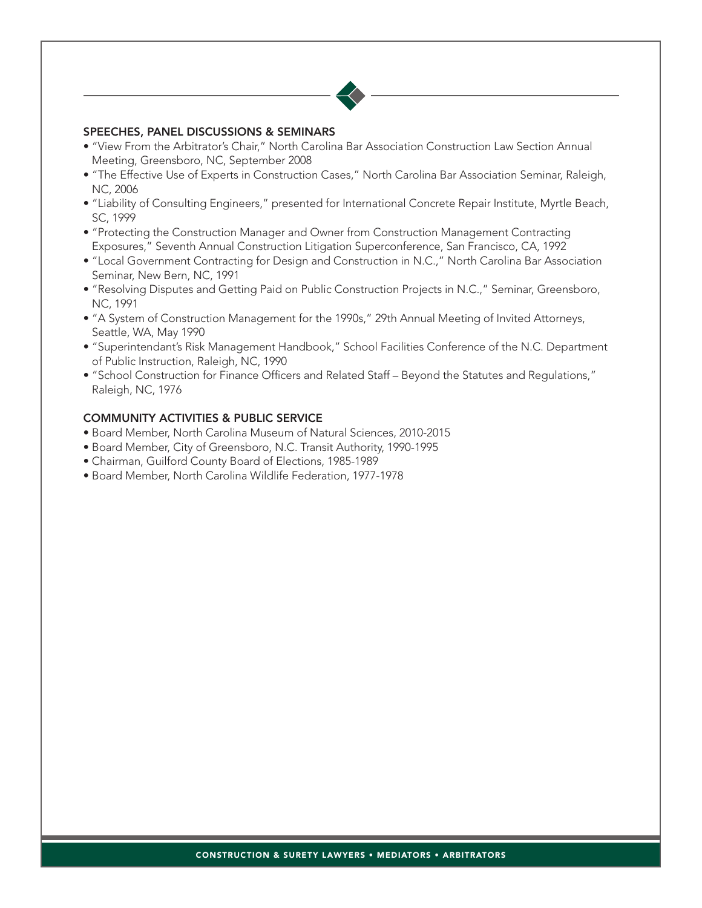## SPEECHES, PANEL DISCUSSIONS & SEMINARS

- "View From the Arbitrator's Chair," North Carolina Bar Association Construction Law Section Annual Meeting, Greensboro, NC, September 2008
- "The Effective Use of Experts in Construction Cases," North Carolina Bar Association Seminar, Raleigh, NC, 2006
- "Liability of Consulting Engineers," presented for International Concrete Repair Institute, Myrtle Beach, SC, 1999
- "Protecting the Construction Manager and Owner from Construction Management Contracting Exposures," Seventh Annual Construction Litigation Superconference, San Francisco, CA, 1992
- "Local Government Contracting for Design and Construction in N.C.," North Carolina Bar Association Seminar, New Bern, NC, 1991
- "Resolving Disputes and Getting Paid on Public Construction Projects in N.C.," Seminar, Greensboro, NC, 1991
- "A System of Construction Management for the 1990s," 29th Annual Meeting of Invited Attorneys, Seattle, WA, May 1990
- "Superintendant's Risk Management Handbook," School Facilities Conference of the N.C. Department of Public Instruction, Raleigh, NC, 1990
- "School Construction for Finance Officers and Related Staff – Beyond the Statutes and Regulations," Raleigh, NC, 1976

## COMMUNITY ACTIVITIES & PUBLIC SERVICE

- Board Member, North Carolina Museum of Natural Sciences, 2010-2015
- Board Member, City of Greensboro, N.C. Transit Authority, 1990-1995
- Chairman, Guilford County Board of Elections, 1985-1989
- Board Member, North Carolina Wildlife Federation, 1977-1978